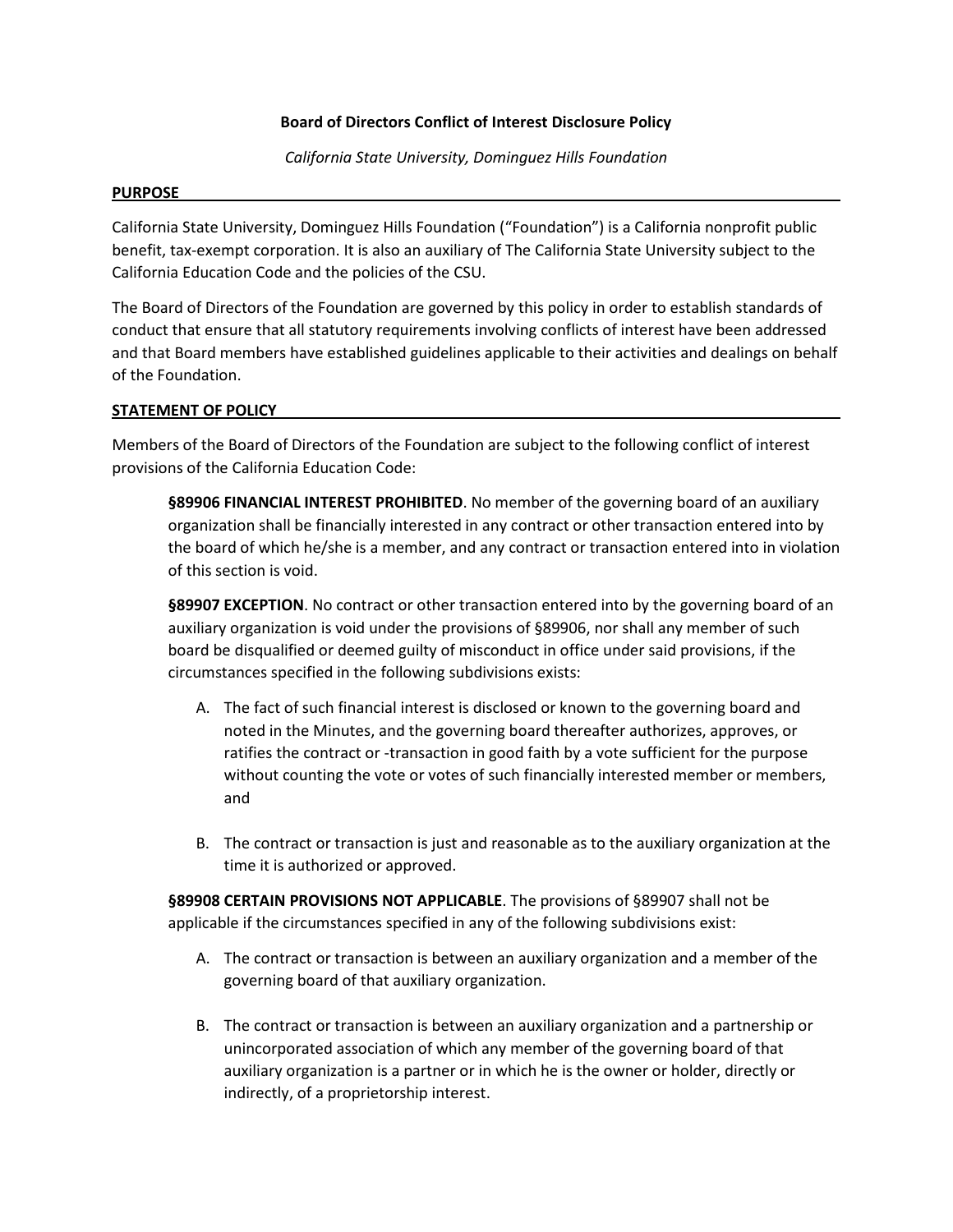**Board of Directors Conflict of Interest Disclosure Policy**

*California State University, Dominguez Hills Foundation*

## PURPOSE

California State University, Dominguez Hills Foundation ("Foundation") is a California nonprofit public benefit, tax-exempt corporation. It is also an auxiliary of The California State University subject to the California Education Code and the policies of the CSU.

The Board of Directors of the Foundation are governed by this policy in order to establish standards of conduct that ensure that all statutory requirements involving conflicts of interest have been addressed and that Board members have established guidelines applicable to their activities and dealings on behalf of the Foundation.

## STATEMENT OF POLICY

Members of the Board of Directors of the Foundation are subject to the following conflict of interest provisions of the California Education Code:

> **§89906 FINANCIAL INTEREST PROHIBITED**. No member of the governing board of an auxiliary organization shall be financially interested in any contract or other transaction entered into by the board of which he/she is a member, and any contract or transaction entered into in violation of this section is void.
>
> **§89907 EXCEPTION**. No contract or other transaction entered into by the governing board of an auxiliary organization is void under the provisions of §89906, nor shall any member of such board be disqualified or deemed guilty of misconduct in office under said provisions, if the circumstances specified in the following subdivisions exists:
>
> A. The fact of such financial interest is disclosed or known to the governing board and noted in the Minutes, and the governing board thereafter authorizes, approves, or ratifies the contract or -transaction in good faith by a vote sufficient for the purpose without counting the vote or votes of such financially interested member or members, and
>
> B. The contract or transaction is just and reasonable as to the auxiliary organization at the time it is authorized or approved.
>
> **§89908 CERTAIN PROVISIONS NOT APPLICABLE**. The provisions of §89907 shall not be applicable if the circumstances specified in any of the following subdivisions exist:
>
> A. The contract or transaction is between an auxiliary organization and a member of the governing board of that auxiliary organization.
>
> B. The contract or transaction is between an auxiliary organization and a partnership or unincorporated association of which any member of the governing board of that auxiliary organization is a partner or in which he is the owner or holder, directly or indirectly, of a proprietorship interest.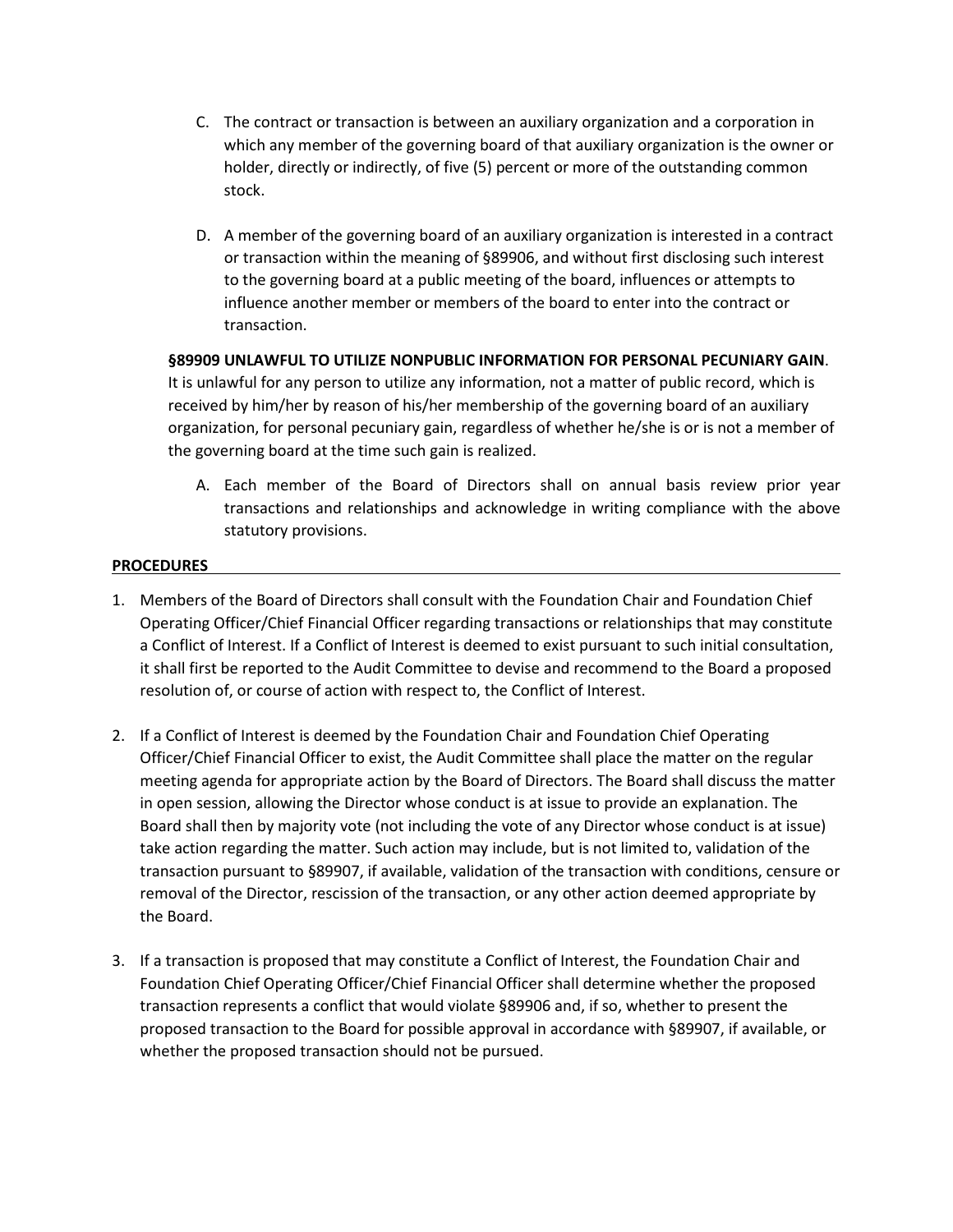C. The contract or transaction is between an auxiliary organization and a corporation in which any member of the governing board of that auxiliary organization is the owner or holder, directly or indirectly, of five (5) percent or more of the outstanding common stock.

D. A member of the governing board of an auxiliary organization is interested in a contract or transaction within the meaning of §89906, and without first disclosing such interest to the governing board at a public meeting of the board, influences or attempts to influence another member or members of the board to enter into the contract or transaction.

**§89909 UNLAWFUL TO UTILIZE NONPUBLIC INFORMATION FOR PERSONAL PECUNIARY GAIN**. It is unlawful for any person to utilize any information, not a matter of public record, which is received by him/her by reason of his/her membership of the governing board of an auxiliary organization, for personal pecuniary gain, regardless of whether he/she is or is not a member of the governing board at the time such gain is realized.

A. Each member of the Board of Directors shall on annual basis review prior year transactions and relationships and acknowledge in writing compliance with the above statutory provisions.

## PROCEDURES

1. Members of the Board of Directors shall consult with the Foundation Chair and Foundation Chief Operating Officer/Chief Financial Officer regarding transactions or relationships that may constitute a Conflict of Interest. If a Conflict of Interest is deemed to exist pursuant to such initial consultation, it shall first be reported to the Audit Committee to devise and recommend to the Board a proposed resolution of, or course of action with respect to, the Conflict of Interest.

2. If a Conflict of Interest is deemed by the Foundation Chair and Foundation Chief Operating Officer/Chief Financial Officer to exist, the Audit Committee shall place the matter on the regular meeting agenda for appropriate action by the Board of Directors. The Board shall discuss the matter in open session, allowing the Director whose conduct is at issue to provide an explanation. The Board shall then by majority vote (not including the vote of any Director whose conduct is at issue) take action regarding the matter. Such action may include, but is not limited to, validation of the transaction pursuant to §89907, if available, validation of the transaction with conditions, censure or removal of the Director, rescission of the transaction, or any other action deemed appropriate by the Board.

3. If a transaction is proposed that may constitute a Conflict of Interest, the Foundation Chair and Foundation Chief Operating Officer/Chief Financial Officer shall determine whether the proposed transaction represents a conflict that would violate §89906 and, if so, whether to present the proposed transaction to the Board for possible approval in accordance with §89907, if available, or whether the proposed transaction should not be pursued.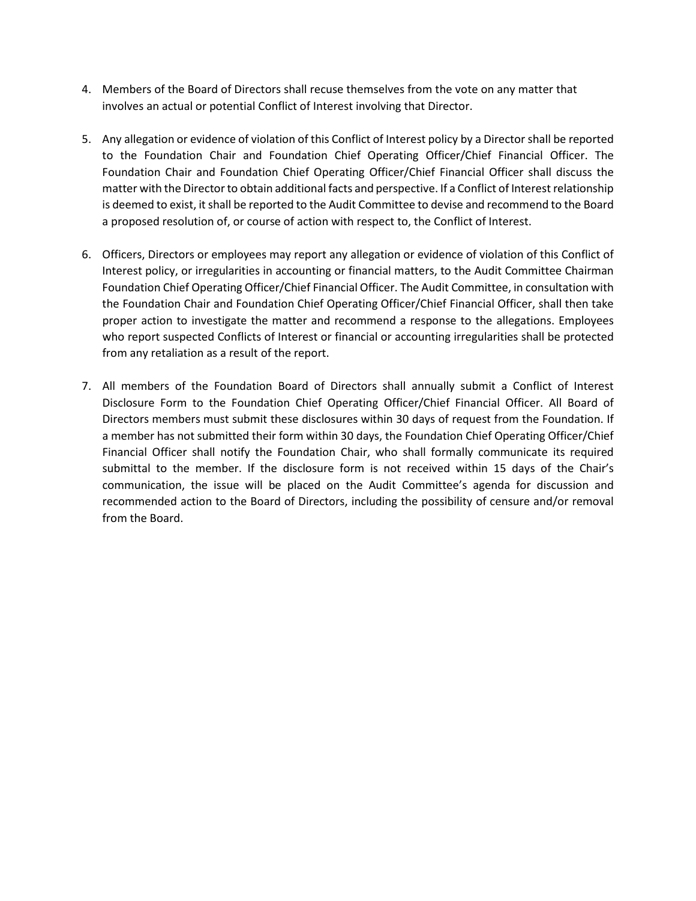4. Members of the Board of Directors shall recuse themselves from the vote on any matter that involves an actual or potential Conflict of Interest involving that Director.

5. Any allegation or evidence of violation of this Conflict of Interest policy by a Director shall be reported to the Foundation Chair and Foundation Chief Operating Officer/Chief Financial Officer. The Foundation Chair and Foundation Chief Operating Officer/Chief Financial Officer shall discuss the matter with the Director to obtain additional facts and perspective. If a Conflict of Interest relationship is deemed to exist, it shall be reported to the Audit Committee to devise and recommend to the Board a proposed resolution of, or course of action with respect to, the Conflict of Interest.

6. Officers, Directors or employees may report any allegation or evidence of violation of this Conflict of Interest policy, or irregularities in accounting or financial matters, to the Audit Committee Chairman Foundation Chief Operating Officer/Chief Financial Officer. The Audit Committee, in consultation with the Foundation Chair and Foundation Chief Operating Officer/Chief Financial Officer, shall then take proper action to investigate the matter and recommend a response to the allegations. Employees who report suspected Conflicts of Interest or financial or accounting irregularities shall be protected from any retaliation as a result of the report.

7. All members of the Foundation Board of Directors shall annually submit a Conflict of Interest Disclosure Form to the Foundation Chief Operating Officer/Chief Financial Officer. All Board of Directors members must submit these disclosures within 30 days of request from the Foundation. If a member has not submitted their form within 30 days, the Foundation Chief Operating Officer/Chief Financial Officer shall notify the Foundation Chair, who shall formally communicate its required submittal to the member. If the disclosure form is not received within 15 days of the Chair's communication, the issue will be placed on the Audit Committee's agenda for discussion and recommended action to the Board of Directors, including the possibility of censure and/or removal from the Board.